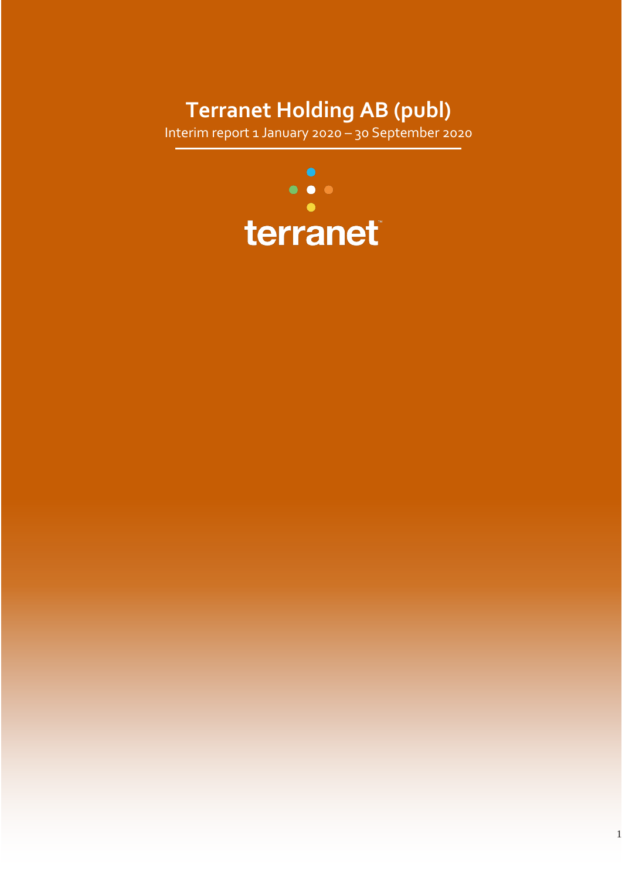# Terranet Holding AB (publ)

Interim report 1 January 2020 – 30 September 2020

terranet™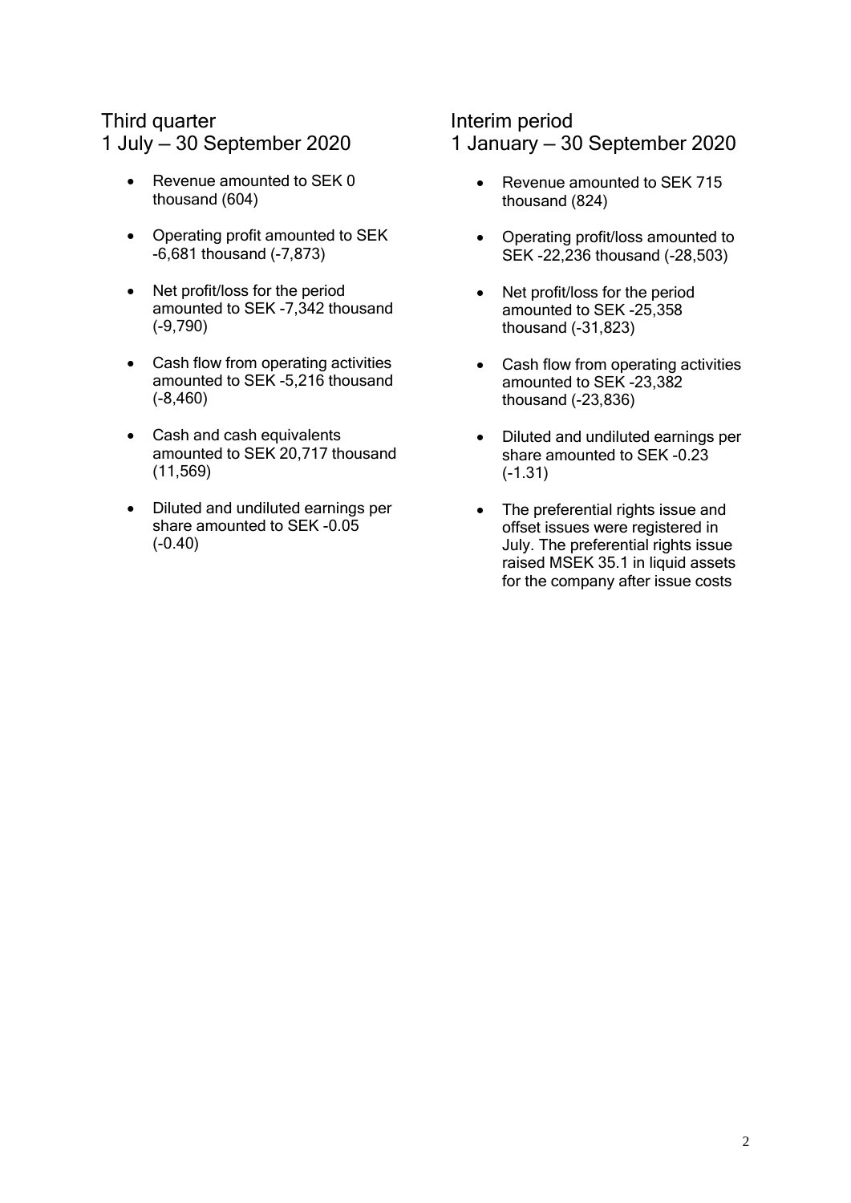## Third quarter
## 1 July — 30 September 2020

- Revenue amounted to SEK 0 thousand (604)
- Operating profit amounted to SEK -6,681 thousand (-7,873)
- Net profit/loss for the period amounted to SEK -7,342 thousand (-9,790)
- Cash flow from operating activities amounted to SEK -5,216 thousand (-8,460)
- Cash and cash equivalents amounted to SEK 20,717 thousand (11,569)
- Diluted and undiluted earnings per share amounted to SEK -0.05 (-0.40)

## Interim period
## 1 January — 30 September 2020

- Revenue amounted to SEK 715 thousand (824)
- Operating profit/loss amounted to SEK -22,236 thousand (-28,503)
- Net profit/loss for the period amounted to SEK -25,358 thousand (-31,823)
- Cash flow from operating activities amounted to SEK -23,382 thousand (-23,836)
- Diluted and undiluted earnings per share amounted to SEK -0.23 (-1.31)
- The preferential rights issue and offset issues were registered in July. The preferential rights issue raised MSEK 35.1 in liquid assets for the company after issue costs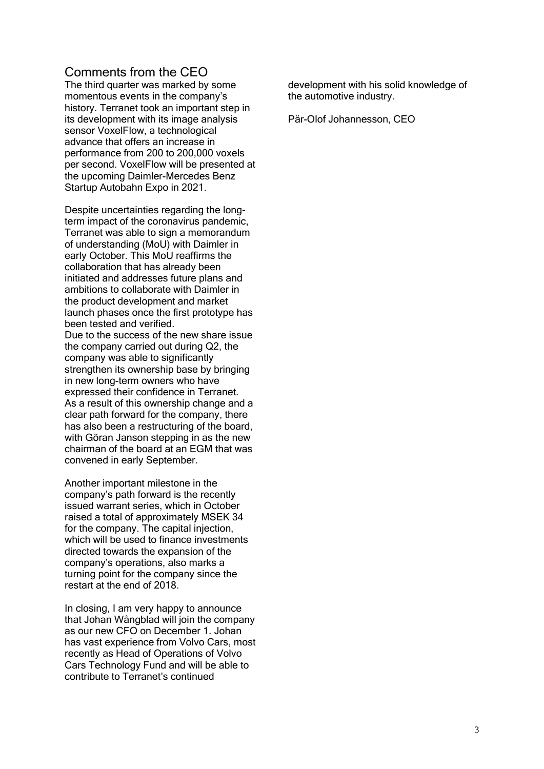## Comments from the CEO

The third quarter was marked by some momentous events in the company's history. Terranet took an important step in its development with its image analysis sensor VoxelFlow, a technological advance that offers an increase in performance from 200 to 200,000 voxels per second. VoxelFlow will be presented at the upcoming Daimler-Mercedes Benz Startup Autobahn Expo in 2021.

Despite uncertainties regarding the long-term impact of the coronavirus pandemic, Terranet was able to sign a memorandum of understanding (MoU) with Daimler in early October. This MoU reaffirms the collaboration that has already been initiated and addresses future plans and ambitions to collaborate with Daimler in the product development and market launch phases once the first prototype has been tested and verified.

Due to the success of the new share issue the company carried out during Q2, the company was able to significantly strengthen its ownership base by bringing in new long-term owners who have expressed their confidence in Terranet. As a result of this ownership change and a clear path forward for the company, there has also been a restructuring of the board, with Göran Janson stepping in as the new chairman of the board at an EGM that was convened in early September.

Another important milestone in the company's path forward is the recently issued warrant series, which in October raised a total of approximately MSEK 34 for the company. The capital injection, which will be used to finance investments directed towards the expansion of the company's operations, also marks a turning point for the company since the restart at the end of 2018.

In closing, I am very happy to announce that Johan Wångblad will join the company as our new CFO on December 1. Johan has vast experience from Volvo Cars, most recently as Head of Operations of Volvo Cars Technology Fund and will be able to contribute to Terranet's continued development with his solid knowledge of the automotive industry.

Pär-Olof Johannesson, CEO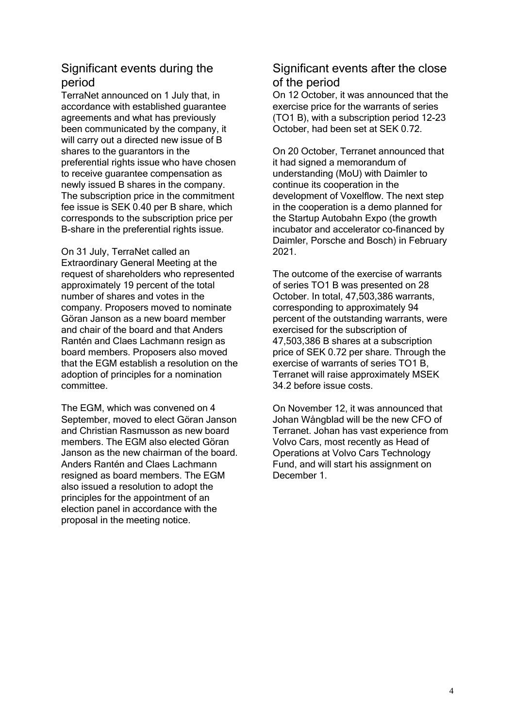## Significant events during the period

TerraNet announced on 1 July that, in accordance with established guarantee agreements and what has previously been communicated by the company, it will carry out a directed new issue of B shares to the guarantors in the preferential rights issue who have chosen to receive guarantee compensation as newly issued B shares in the company. The subscription price in the commitment fee issue is SEK 0.40 per B share, which corresponds to the subscription price per B-share in the preferential rights issue.

On 31 July, TerraNet called an Extraordinary General Meeting at the request of shareholders who represented approximately 19 percent of the total number of shares and votes in the company. Proposers moved to nominate Göran Janson as a new board member and chair of the board and that Anders Rantén and Claes Lachmann resign as board members. Proposers also moved that the EGM establish a resolution on the adoption of principles for a nomination committee.

The EGM, which was convened on 4 September, moved to elect Göran Janson and Christian Rasmusson as new board members. The EGM also elected Göran Janson as the new chairman of the board. Anders Rantén and Claes Lachmann resigned as board members. The EGM also issued a resolution to adopt the principles for the appointment of an election panel in accordance with the proposal in the meeting notice.

## Significant events after the close of the period

On 12 October, it was announced that the exercise price for the warrants of series (TO1 B), with a subscription period 12-23 October, had been set at SEK 0.72.

On 20 October, Terranet announced that it had signed a memorandum of understanding (MoU) with Daimler to continue its cooperation in the development of Voxelflow. The next step in the cooperation is a demo planned for the Startup Autobahn Expo (the growth incubator and accelerator co-financed by Daimler, Porsche and Bosch) in February 2021.

The outcome of the exercise of warrants of series TO1 B was presented on 28 October. In total, 47,503,386 warrants, corresponding to approximately 94 percent of the outstanding warrants, were exercised for the subscription of 47,503,386 B shares at a subscription price of SEK 0.72 per share. Through the exercise of warrants of series TO1 B, Terranet will raise approximately MSEK 34.2 before issue costs.

On November 12, it was announced that Johan Wångblad will be the new CFO of Terranet. Johan has vast experience from Volvo Cars, most recently as Head of Operations at Volvo Cars Technology Fund, and will start his assignment on December 1.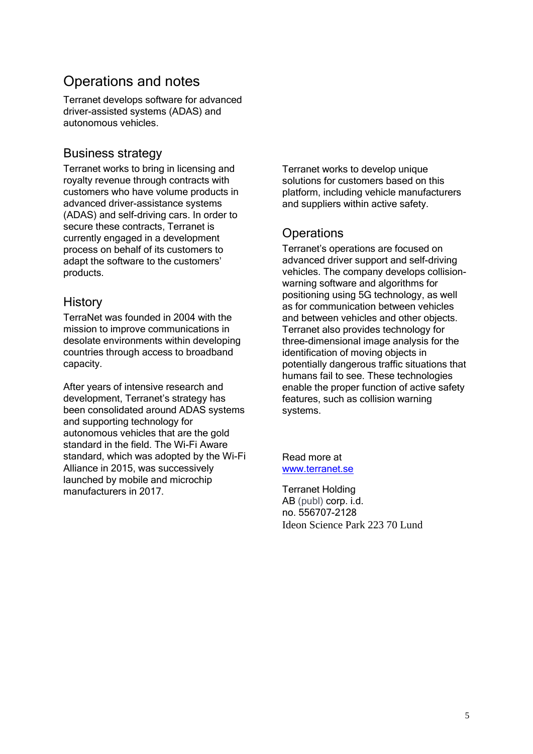# Operations and notes

Terranet develops software for advanced driver-assisted systems (ADAS) and autonomous vehicles.

## Business strategy

Terranet works to bring in licensing and royalty revenue through contracts with customers who have volume products in advanced driver-assistance systems (ADAS) and self-driving cars. In order to secure these contracts, Terranet is currently engaged in a development process on behalf of its customers to adapt the software to the customers' products.

## History

TerraNet was founded in 2004 with the mission to improve communications in desolate environments within developing countries through access to broadband capacity.

After years of intensive research and development, Terranet's strategy has been consolidated around ADAS systems and supporting technology for autonomous vehicles that are the gold standard in the field. The Wi-Fi Aware standard, which was adopted by the Wi-Fi Alliance in 2015, was successively launched by mobile and microchip manufacturers in 2017.

Terranet works to develop unique solutions for customers based on this platform, including vehicle manufacturers and suppliers within active safety.

## Operations

Terranet's operations are focused on advanced driver support and self-driving vehicles. The company develops collision-warning software and algorithms for positioning using 5G technology, as well as for communication between vehicles and between vehicles and other objects. Terranet also provides technology for three-dimensional image analysis for the identification of moving objects in potentially dangerous traffic situations that humans fail to see. These technologies enable the proper function of active safety features, such as collision warning systems.

Read more at [www.terranet.se](http://www.terranet.se)

Terranet Holding AB (publ) corp. i.d. no. 556707-2128
Ideon Science Park 223 70 Lund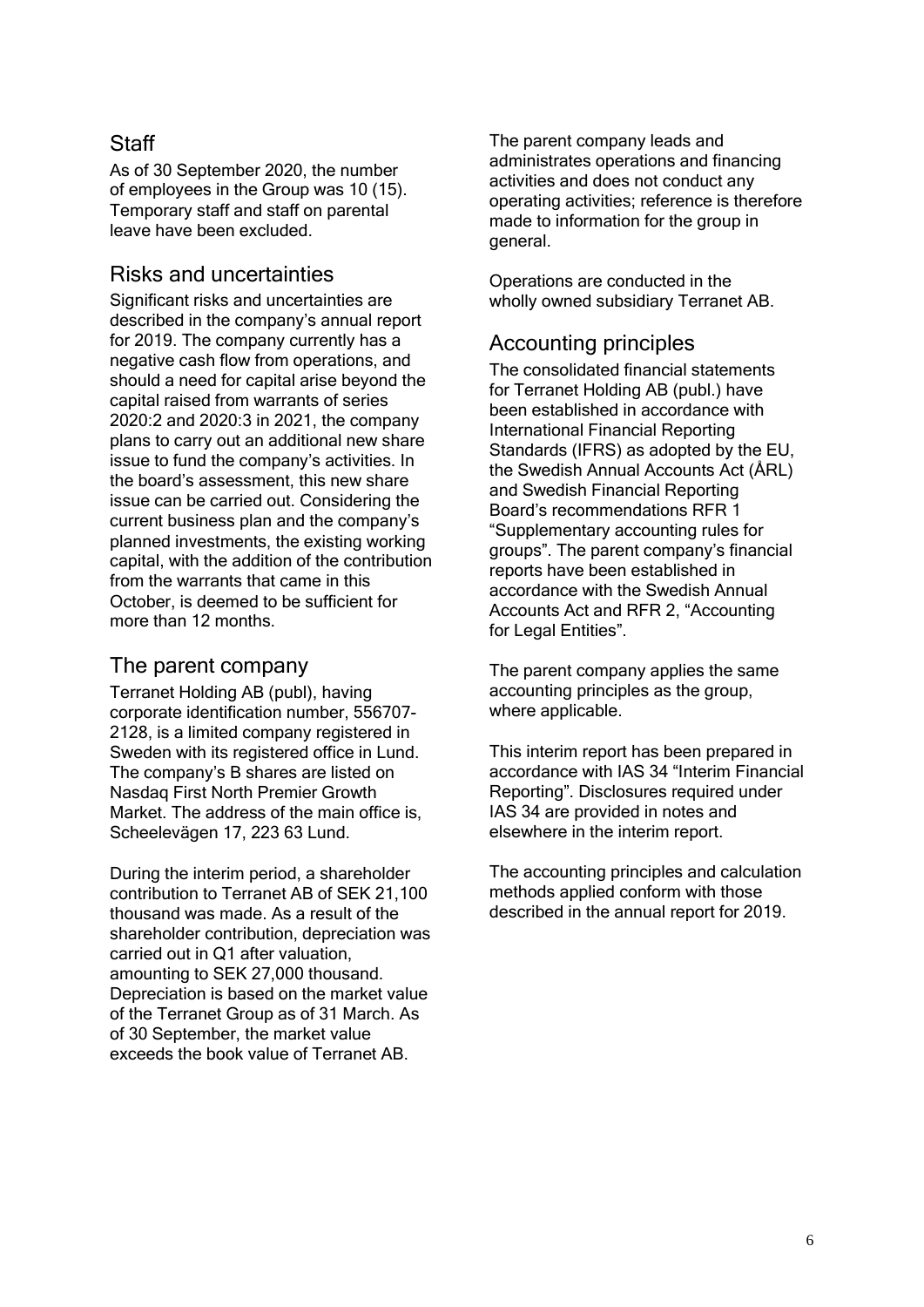## Staff

As of 30 September 2020, the number of employees in the Group was 10 (15). Temporary staff and staff on parental leave have been excluded.

## Risks and uncertainties

Significant risks and uncertainties are described in the company's annual report for 2019. The company currently has a negative cash flow from operations, and should a need for capital arise beyond the capital raised from warrants of series 2020:2 and 2020:3 in 2021, the company plans to carry out an additional new share issue to fund the company's activities. In the board's assessment, this new share issue can be carried out. Considering the current business plan and the company's planned investments, the existing working capital, with the addition of the contribution from the warrants that came in this October, is deemed to be sufficient for more than 12 months.

## The parent company

Terranet Holding AB (publ), having corporate identification number, 556707-2128, is a limited company registered in Sweden with its registered office in Lund. The company's B shares are listed on Nasdaq First North Premier Growth Market. The address of the main office is, Scheelevägen 17, 223 63 Lund.

During the interim period, a shareholder contribution to Terranet AB of SEK 21,100 thousand was made. As a result of the shareholder contribution, depreciation was carried out in Q1 after valuation, amounting to SEK 27,000 thousand. Depreciation is based on the market value of the Terranet Group as of 31 March. As of 30 September, the market value exceeds the book value of Terranet AB.

The parent company leads and administrates operations and financing activities and does not conduct any operating activities; reference is therefore made to information for the group in general.

Operations are conducted in the wholly owned subsidiary Terranet AB.

## Accounting principles

The consolidated financial statements for Terranet Holding AB (publ.) have been established in accordance with International Financial Reporting Standards (IFRS) as adopted by the EU, the Swedish Annual Accounts Act (ÅRL) and Swedish Financial Reporting Board's recommendations RFR 1 "Supplementary accounting rules for groups". The parent company's financial reports have been established in accordance with the Swedish Annual Accounts Act and RFR 2, "Accounting for Legal Entities".

The parent company applies the same accounting principles as the group, where applicable.

This interim report has been prepared in accordance with IAS 34 "Interim Financial Reporting". Disclosures required under IAS 34 are provided in notes and elsewhere in the interim report.

The accounting principles and calculation methods applied conform with those described in the annual report for 2019.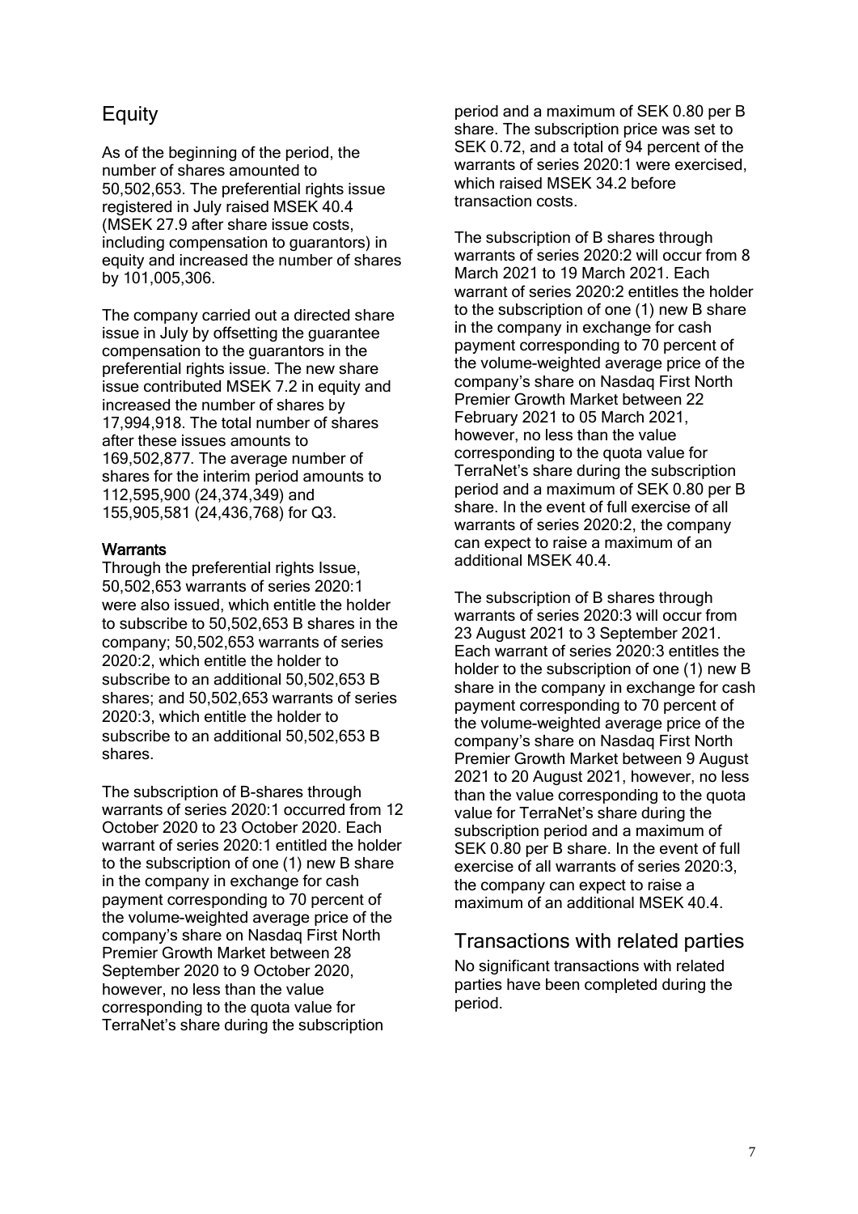## Equity

As of the beginning of the period, the number of shares amounted to 50,502,653. The preferential rights issue registered in July raised MSEK 40.4 (MSEK 27.9 after share issue costs, including compensation to guarantors) in equity and increased the number of shares by 101,005,306.

The company carried out a directed share issue in July by offsetting the guarantee compensation to the guarantors in the preferential rights issue. The new share issue contributed MSEK 7.2 in equity and increased the number of shares by 17,994,918. The total number of shares after these issues amounts to 169,502,877. The average number of shares for the interim period amounts to 112,595,900 (24,374,349) and 155,905,581 (24,436,768) for Q3.

### Warrants

Through the preferential rights Issue, 50,502,653 warrants of series 2020:1 were also issued, which entitle the holder to subscribe to 50,502,653 B shares in the company; 50,502,653 warrants of series 2020:2, which entitle the holder to subscribe to an additional 50,502,653 B shares; and 50,502,653 warrants of series 2020:3, which entitle the holder to subscribe to an additional 50,502,653 B shares.

The subscription of B-shares through warrants of series 2020:1 occurred from 12 October 2020 to 23 October 2020. Each warrant of series 2020:1 entitled the holder to the subscription of one (1) new B share in the company in exchange for cash payment corresponding to 70 percent of the volume-weighted average price of the company's share on Nasdaq First North Premier Growth Market between 28 September 2020 to 9 October 2020, however, no less than the value corresponding to the quota value for TerraNet's share during the subscription period and a maximum of SEK 0.80 per B share. The subscription price was set to SEK 0.72, and a total of 94 percent of the warrants of series 2020:1 were exercised, which raised MSEK 34.2 before transaction costs.

The subscription of B shares through warrants of series 2020:2 will occur from 8 March 2021 to 19 March 2021. Each warrant of series 2020:2 entitles the holder to the subscription of one (1) new B share in the company in exchange for cash payment corresponding to 70 percent of the volume-weighted average price of the company's share on Nasdaq First North Premier Growth Market between 22 February 2021 to 05 March 2021, however, no less than the value corresponding to the quota value for TerraNet's share during the subscription period and a maximum of SEK 0.80 per B share. In the event of full exercise of all warrants of series 2020:2, the company can expect to raise a maximum of an additional MSEK 40.4.

The subscription of B shares through warrants of series 2020:3 will occur from 23 August 2021 to 3 September 2021. Each warrant of series 2020:3 entitles the holder to the subscription of one (1) new B share in the company in exchange for cash payment corresponding to 70 percent of the volume-weighted average price of the company's share on Nasdaq First North Premier Growth Market between 9 August 2021 to 20 August 2021, however, no less than the value corresponding to the quota value for TerraNet's share during the subscription period and a maximum of SEK 0.80 per B share. In the event of full exercise of all warrants of series 2020:3, the company can expect to raise a maximum of an additional MSEK 40.4.

## Transactions with related parties

No significant transactions with related parties have been completed during the period.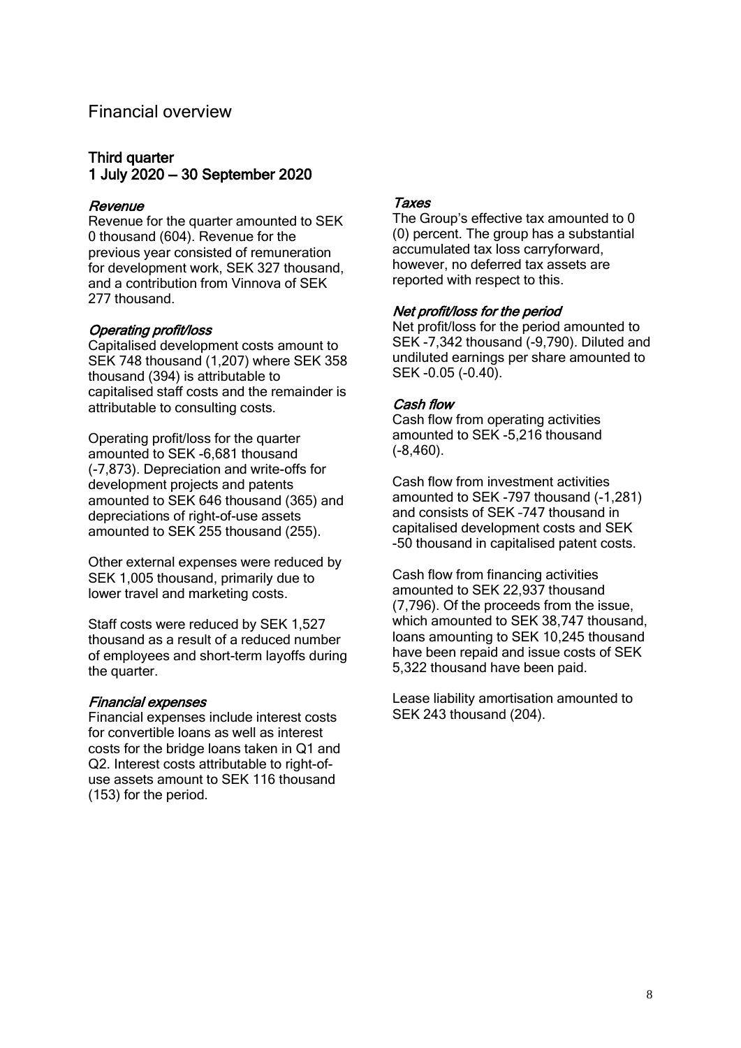# Financial overview

## Third quarter
## 1 July 2020 — 30 September 2020

### *Revenue*

Revenue for the quarter amounted to SEK 0 thousand (604). Revenue for the previous year consisted of remuneration for development work, SEK 327 thousand, and a contribution from Vinnova of SEK 277 thousand.

### *Operating profit/loss*

Capitalised development costs amount to SEK 748 thousand (1,207) where SEK 358 thousand (394) is attributable to capitalised staff costs and the remainder is attributable to consulting costs.

Operating profit/loss for the quarter amounted to SEK -6,681 thousand (-7,873). Depreciation and write-offs for development projects and patents amounted to SEK 646 thousand (365) and depreciations of right-of-use assets amounted to SEK 255 thousand (255).

Other external expenses were reduced by SEK 1,005 thousand, primarily due to lower travel and marketing costs.

Staff costs were reduced by SEK 1,527 thousand as a result of a reduced number of employees and short-term layoffs during the quarter.

### *Financial expenses*

Financial expenses include interest costs for convertible loans as well as interest costs for the bridge loans taken in Q1 and Q2. Interest costs attributable to right-of-use assets amount to SEK 116 thousand (153) for the period.

### *Taxes*

The Group's effective tax amounted to 0 (0) percent. The group has a substantial accumulated tax loss carryforward, however, no deferred tax assets are reported with respect to this.

### *Net profit/loss for the period*

Net profit/loss for the period amounted to SEK -7,342 thousand (-9,790). Diluted and undiluted earnings per share amounted to SEK -0.05 (-0.40).

### *Cash flow*

Cash flow from operating activities amounted to SEK -5,216 thousand (-8,460).

Cash flow from investment activities amounted to SEK -797 thousand (-1,281) and consists of SEK -747 thousand in capitalised development costs and SEK -50 thousand in capitalised patent costs.

Cash flow from financing activities amounted to SEK 22,937 thousand (7,796). Of the proceeds from the issue, which amounted to SEK 38,747 thousand, loans amounting to SEK 10,245 thousand have been repaid and issue costs of SEK 5,322 thousand have been paid.

Lease liability amortisation amounted to SEK 243 thousand (204).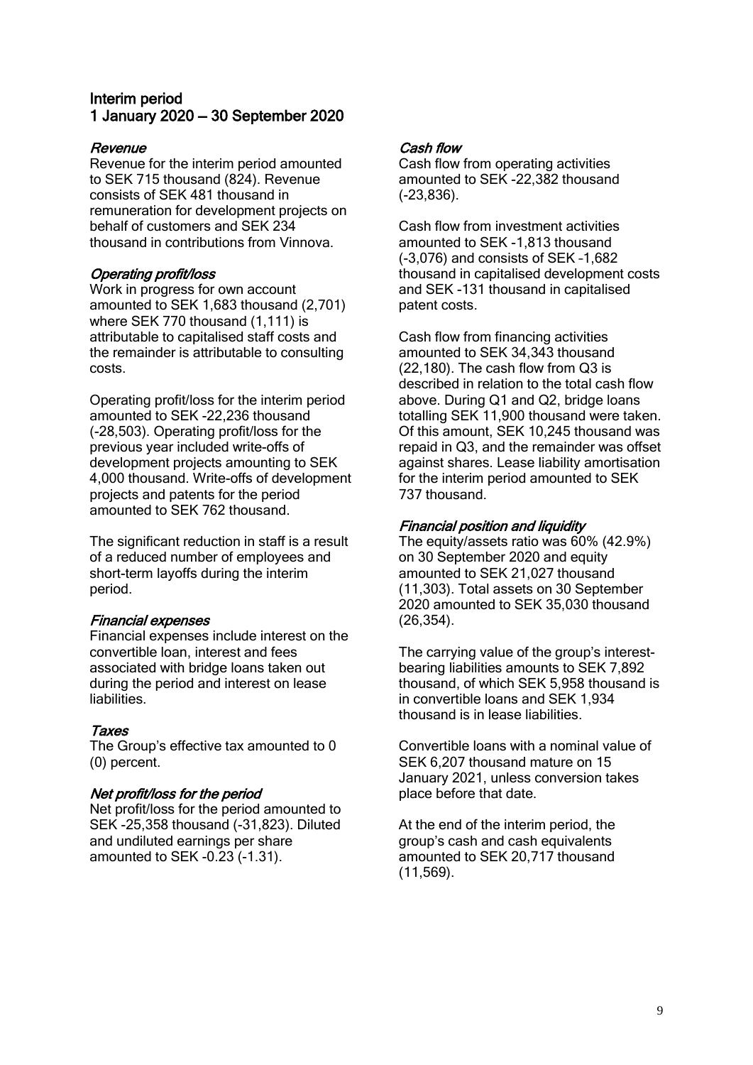## Interim period 1 January 2020 – 30 September 2020

### *Revenue*

Revenue for the interim period amounted to SEK 715 thousand (824). Revenue consists of SEK 481 thousand in remuneration for development projects on behalf of customers and SEK 234 thousand in contributions from Vinnova.

### *Operating profit/loss*

Work in progress for own account amounted to SEK 1,683 thousand (2,701) where SEK 770 thousand (1,111) is attributable to capitalised staff costs and the remainder is attributable to consulting costs.

Operating profit/loss for the interim period amounted to SEK -22,236 thousand (-28,503). Operating profit/loss for the previous year included write-offs of development projects amounting to SEK 4,000 thousand. Write-offs of development projects and patents for the period amounted to SEK 762 thousand.

The significant reduction in staff is a result of a reduced number of employees and short-term layoffs during the interim period.

### *Financial expenses*

Financial expenses include interest on the convertible loan, interest and fees associated with bridge loans taken out during the period and interest on lease liabilities.

### *Taxes*

The Group's effective tax amounted to 0 (0) percent.

### *Net profit/loss for the period*

Net profit/loss for the period amounted to SEK -25,358 thousand (-31,823). Diluted and undiluted earnings per share amounted to SEK -0.23 (-1.31).

### *Cash flow*

Cash flow from operating activities amounted to SEK -22,382 thousand (-23,836).

Cash flow from investment activities amounted to SEK -1,813 thousand (-3,076) and consists of SEK -1,682 thousand in capitalised development costs and SEK -131 thousand in capitalised patent costs.

Cash flow from financing activities amounted to SEK 34,343 thousand (22,180). The cash flow from Q3 is described in relation to the total cash flow above. During Q1 and Q2, bridge loans totalling SEK 11,900 thousand were taken. Of this amount, SEK 10,245 thousand was repaid in Q3, and the remainder was offset against shares. Lease liability amortisation for the interim period amounted to SEK 737 thousand.

### *Financial position and liquidity*

The equity/assets ratio was 60% (42.9%) on 30 September 2020 and equity amounted to SEK 21,027 thousand (11,303). Total assets on 30 September 2020 amounted to SEK 35,030 thousand (26,354).

The carrying value of the group's interest-bearing liabilities amounts to SEK 7,892 thousand, of which SEK 5,958 thousand is in convertible loans and SEK 1,934 thousand is in lease liabilities.

Convertible loans with a nominal value of SEK 6,207 thousand mature on 15 January 2021, unless conversion takes place before that date.

At the end of the interim period, the group's cash and cash equivalents amounted to SEK 20,717 thousand (11,569).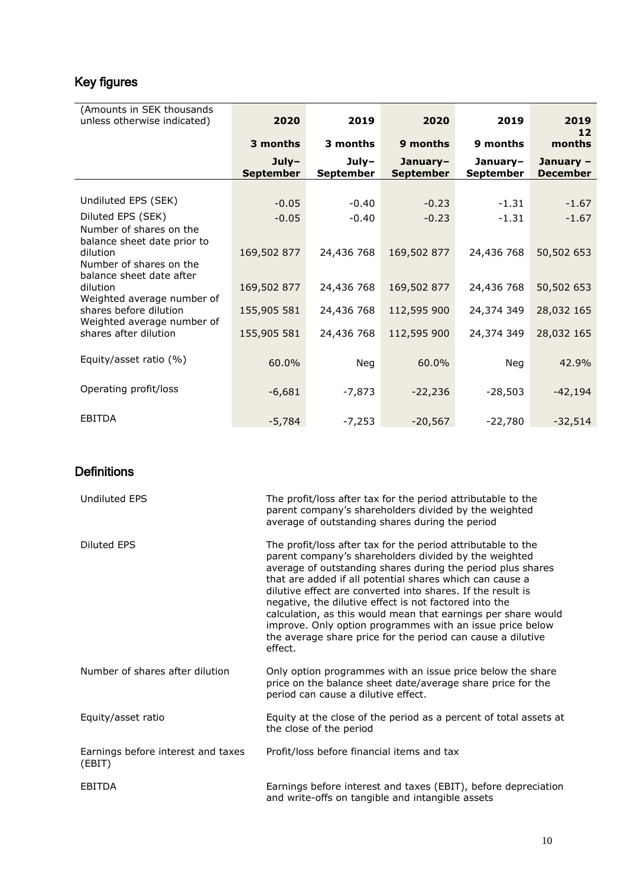## Key figures

| (Amounts in SEK thousands unless otherwise indicated) | 2020 | 2019 | 2020 | 2019 | 2019 |
|---|---|---|---|---|---|
| | 3 months | 3 months | 9 months | 9 months | 12 months |
| | July–September | July–September | January–September | January–September | January – December |
| Undiluted EPS (SEK) | -0.05 | -0.40 | -0.23 | -1.31 | -1.67 |
| Diluted EPS (SEK) | -0.05 | -0.40 | -0.23 | -1.31 | -1.67 |
| Number of shares on the balance sheet date prior to dilution | 169,502 877 | 24,436 768 | 169,502 877 | 24,436 768 | 50,502 653 |
| Number of shares on the balance sheet date after dilution | 169,502 877 | 24,436 768 | 169,502 877 | 24,436 768 | 50,502 653 |
| Weighted average number of shares before dilution | 155,905 581 | 24,436 768 | 112,595 900 | 24,374 349 | 28,032 165 |
| Weighted average number of shares after dilution | 155,905 581 | 24,436 768 | 112,595 900 | 24,374 349 | 28,032 165 |
| Equity/asset ratio (%) | 60.0% | Neg | 60.0% | Neg | 42.9% |
| Operating profit/loss | -6,681 | -7,873 | -22,236 | -28,503 | -42,194 |
| EBITDA | -5,784 | -7,253 | -20,567 | -22,780 | -32,514 |

## Definitions

| | |
|---|---|
| Undiluted EPS | The profit/loss after tax for the period attributable to the parent company's shareholders divided by the weighted average of outstanding shares during the period |
| Diluted EPS | The profit/loss after tax for the period attributable to the parent company's shareholders divided by the weighted average of outstanding shares during the period plus shares that are added if all potential shares which can cause a dilutive effect are converted into shares. If the result is negative, the dilutive effect is not factored into the calculation, as this would mean that earnings per share would improve. Only option programmes with an issue price below the average share price for the period can cause a dilutive effect. |
| Number of shares after dilution | Only option programmes with an issue price below the share price on the balance sheet date/average share price for the period can cause a dilutive effect. |
| Equity/asset ratio | Equity at the close of the period as a percent of total assets at the close of the period |
| Earnings before interest and taxes (EBIT) | Profit/loss before financial items and tax |
| EBITDA | Earnings before interest and taxes (EBIT), before depreciation and write-offs on tangible and intangible assets |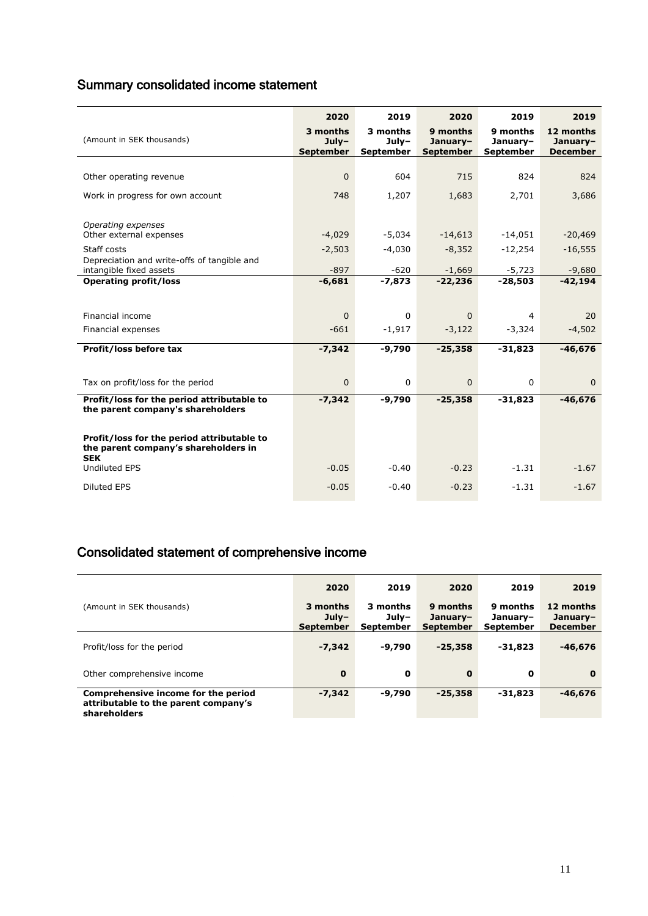## Summary consolidated income statement

| (Amount in SEK thousands) | 2020<br>3 months<br>July–<br>September | 2019<br>3 months<br>July–<br>September | 2020<br>9 months<br>January–<br>September | 2019<br>9 months<br>January–<br>September | 2019<br>12 months<br>January–<br>December |
|---|---|---|---|---|---|
| Other operating revenue | 0 | 604 | 715 | 824 | 824 |
| Work in progress for own account | 748 | 1,207 | 1,683 | 2,701 | 3,686 |
| *Operating expenses* | | | | | |
| Other external expenses | -4,029 | -5,034 | -14,613 | -14,051 | -20,469 |
| Staff costs | -2,503 | -4,030 | -8,352 | -12,254 | -16,555 |
| Depreciation and write-offs of tangible and intangible fixed assets | -897 | -620 | -1,669 | -5,723 | -9,680 |
| **Operating profit/loss** | **-6,681** | **-7,873** | **-22,236** | **-28,503** | **-42,194** |
| Financial income | 0 | 0 | 0 | 4 | 20 |
| Financial expenses | -661 | -1,917 | -3,122 | -3,324 | -4,502 |
| **Profit/loss before tax** | **-7,342** | **-9,790** | **-25,358** | **-31,823** | **-46,676** |
| Tax on profit/loss for the period | 0 | 0 | 0 | 0 | 0 |
| **Profit/loss for the period attributable to the parent company's shareholders** | **-7,342** | **-9,790** | **-25,358** | **-31,823** | **-46,676** |
| **Profit/loss for the period attributable to the parent company's shareholders in SEK** | | | | | |
| Undiluted EPS | -0.05 | -0.40 | -0.23 | -1.31 | -1.67 |
| Diluted EPS | -0.05 | -0.40 | -0.23 | -1.31 | -1.67 |

## Consolidated statement of comprehensive income

| (Amount in SEK thousands) | 2020<br>3 months<br>July–<br>September | 2019<br>3 months<br>July–<br>September | 2020<br>9 months<br>January–<br>September | 2019<br>9 months<br>January–<br>September | 2019<br>12 months<br>January–<br>December |
|---|---|---|---|---|---|
| Profit/loss for the period | **-7,342** | **-9,790** | **-25,358** | **-31,823** | **-46,676** |
| Other comprehensive income | **0** | **0** | **0** | **0** | **0** |
| **Comprehensive income for the period attributable to the parent company's shareholders** | **-7,342** | **-9,790** | **-25,358** | **-31,823** | **-46,676** |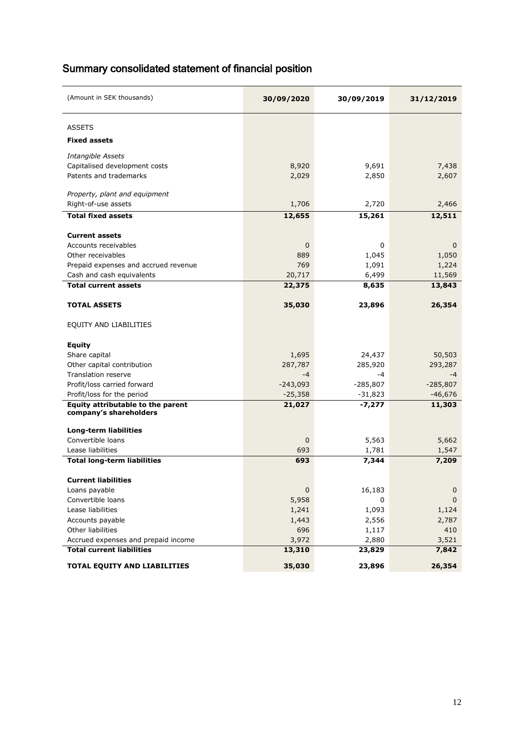## Summary consolidated statement of financial position

| (Amount in SEK thousands) | 30/09/2020 | 30/09/2019 | 31/12/2019 |
|---|---|---|---|
| ASSETS | | | |
| **Fixed assets** | | | |
| *Intangible Assets* | | | |
| Capitalised development costs | 8,920 | 9,691 | 7,438 |
| Patents and trademarks | 2,029 | 2,850 | 2,607 |
| *Property, plant and equipment* | | | |
| Right-of-use assets | 1,706 | 2,720 | 2,466 |
| **Total fixed assets** | **12,655** | **15,261** | **12,511** |
| **Current assets** | | | |
| Accounts receivables | 0 | 0 | 0 |
| Other receivables | 889 | 1,045 | 1,050 |
| Prepaid expenses and accrued revenue | 769 | 1,091 | 1,224 |
| Cash and cash equivalents | 20,717 | 6,499 | 11,569 |
| **Total current assets** | **22,375** | **8,635** | **13,843** |
| **TOTAL ASSETS** | **35,030** | **23,896** | **26,354** |
| EQUITY AND LIABILITIES | | | |
| **Equity** | | | |
| Share capital | 1,695 | 24,437 | 50,503 |
| Other capital contribution | 287,787 | 285,920 | 293,287 |
| Translation reserve | -4 | -4 | -4 |
| Profit/loss carried forward | -243,093 | -285,807 | -285,807 |
| Profit/loss for the period | -25,358 | -31,823 | -46,676 |
| **Equity attributable to the parent company's shareholders** | **21,027** | **-7,277** | **11,303** |
| **Long-term liabilities** | | | |
| Convertible loans | 0 | 5,563 | 5,662 |
| Lease liabilities | 693 | 1,781 | 1,547 |
| **Total long-term liabilities** | **693** | **7,344** | **7,209** |
| **Current liabilities** | | | |
| Loans payable | 0 | 16,183 | 0 |
| Convertible loans | 5,958 | 0 | 0 |
| Lease liabilities | 1,241 | 1,093 | 1,124 |
| Accounts payable | 1,443 | 2,556 | 2,787 |
| Other liabilities | 696 | 1,117 | 410 |
| Accrued expenses and prepaid income | 3,972 | 2,880 | 3,521 |
| **Total current liabilities** | **13,310** | **23,829** | **7,842** |
| **TOTAL EQUITY AND LIABILITIES** | **35,030** | **23,896** | **26,354** |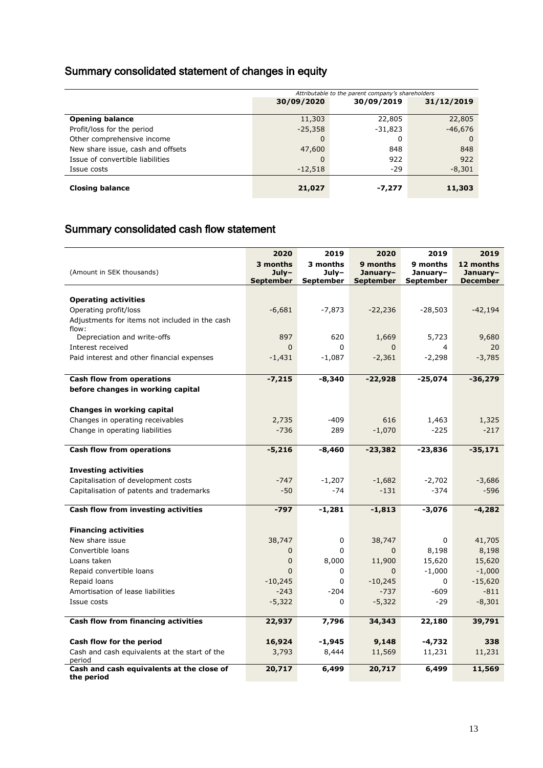## Summary consolidated statement of changes in equity

| | *Attributable to the parent company's shareholders* | | |
|---|---|---|---|
| | **30/09/2020** | **30/09/2019** | **31/12/2019** |
| **Opening balance** | 11,303 | 22,805 | 22,805 |
| Profit/loss for the period | -25,358 | -31,823 | -46,676 |
| Other comprehensive income | 0 | 0 | 0 |
| New share issue, cash and offsets | 47,600 | 848 | 848 |
| Issue of convertible liabilities | 0 | 922 | 922 |
| Issue costs | -12,518 | -29 | -8,301 |
| **Closing balance** | **21,027** | **-7,277** | **11,303** |

## Summary consolidated cash flow statement

| (Amount in SEK thousands) | **2020 3 months July–September** | **2019 3 months July–September** | **2020 9 months January–September** | **2019 9 months January–September** | **2019 12 months January–December** |
|---|---|---|---|---|---|
| **Operating activities** | | | | | |
| Operating profit/loss | -6,681 | -7,873 | -22,236 | -28,503 | -42,194 |
| Adjustments for items not included in the cash flow: | | | | | |
| Depreciation and write-offs | 897 | 620 | 1,669 | 5,723 | 9,680 |
| Interest received | 0 | 0 | 0 | 4 | 20 |
| Paid interest and other financial expenses | -1,431 | -1,087 | -2,361 | -2,298 | -3,785 |
| **Cash flow from operations before changes in working capital** | **-7,215** | **-8,340** | **-22,928** | **-25,074** | **-36,279** |
| **Changes in working capital** | | | | | |
| Changes in operating receivables | 2,735 | -409 | 616 | 1,463 | 1,325 |
| Change in operating liabilities | -736 | 289 | -1,070 | -225 | -217 |
| **Cash flow from operations** | **-5,216** | **-8,460** | **-23,382** | **-23,836** | **-35,171** |
| **Investing activities** | | | | | |
| Capitalisation of development costs | -747 | -1,207 | -1,682 | -2,702 | -3,686 |
| Capitalisation of patents and trademarks | -50 | -74 | -131 | -374 | -596 |
| **Cash flow from investing activities** | **-797** | **-1,281** | **-1,813** | **-3,076** | **-4,282** |
| **Financing activities** | | | | | |
| New share issue | 38,747 | 0 | 38,747 | 0 | 41,705 |
| Convertible loans | 0 | 0 | 0 | 8,198 | 8,198 |
| Loans taken | 0 | 8,000 | 11,900 | 15,620 | 15,620 |
| Repaid convertible loans | 0 | 0 | 0 | -1,000 | -1,000 |
| Repaid loans | -10,245 | 0 | -10,245 | 0 | -15,620 |
| Amortisation of lease liabilities | -243 | -204 | -737 | -609 | -811 |
| Issue costs | -5,322 | 0 | -5,322 | -29 | -8,301 |
| **Cash flow from financing activities** | **22,937** | **7,796** | **34,343** | **22,180** | **39,791** |
| **Cash flow for the period** | **16,924** | **-1,945** | **9,148** | **-4,732** | **338** |
| Cash and cash equivalents at the start of the period | 3,793 | 8,444 | 11,569 | 11,231 | 11,231 |
| **Cash and cash equivalents at the close of the period** | **20,717** | **6,499** | **20,717** | **6,499** | **11,569** |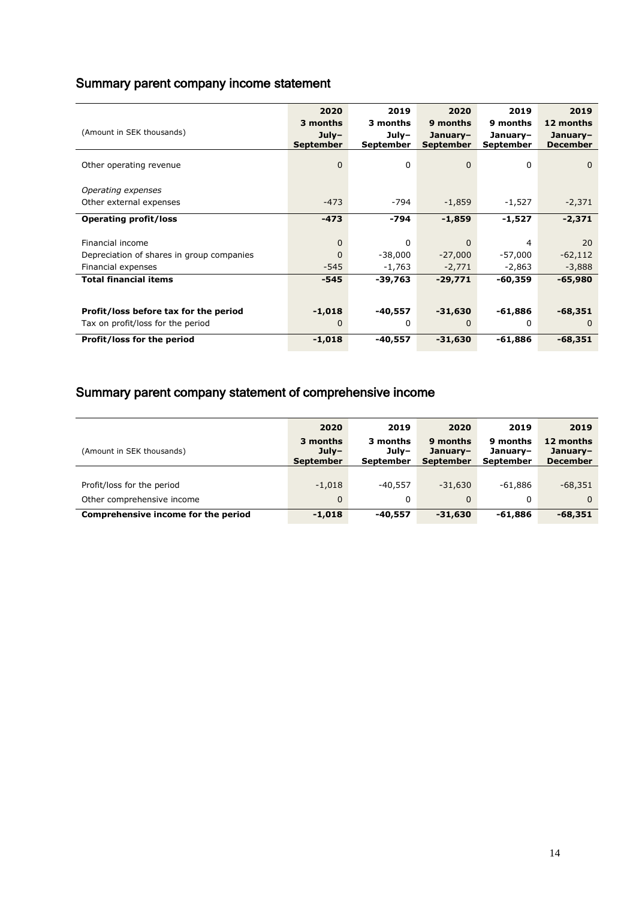## Summary parent company income statement

| (Amount in SEK thousands) | 2020 3 months July–September | 2019 3 months July–September | 2020 9 months January–September | 2019 9 months January–September | 2019 12 months January–December |
|---|---|---|---|---|---|
| Other operating revenue | 0 | 0 | 0 | 0 | 0 |
| *Operating expenses* | | | | | |
| Other external expenses | -473 | -794 | -1,859 | -1,527 | -2,371 |
| **Operating profit/loss** | **-473** | **-794** | **-1,859** | **-1,527** | **-2,371** |
| Financial income | 0 | 0 | 0 | 4 | 20 |
| Depreciation of shares in group companies | 0 | -38,000 | -27,000 | -57,000 | -62,112 |
| Financial expenses | -545 | -1,763 | -2,771 | -2,863 | -3,888 |
| **Total financial items** | **-545** | **-39,763** | **-29,771** | **-60,359** | **-65,980** |
| **Profit/loss before tax for the period** | **-1,018** | **-40,557** | **-31,630** | **-61,886** | **-68,351** |
| Tax on profit/loss for the period | 0 | 0 | 0 | 0 | 0 |
| **Profit/loss for the period** | **-1,018** | **-40,557** | **-31,630** | **-61,886** | **-68,351** |

## Summary parent company statement of comprehensive income

| (Amount in SEK thousands) | 2020 3 months July–September | 2019 3 months July–September | 2020 9 months January–September | 2019 9 months January–September | 2019 12 months January–December |
|---|---|---|---|---|---|
| Profit/loss for the period | -1,018 | -40,557 | -31,630 | -61,886 | -68,351 |
| Other comprehensive income | 0 | 0 | 0 | 0 | 0 |
| **Comprehensive income for the period** | **-1,018** | **-40,557** | **-31,630** | **-61,886** | **-68,351** |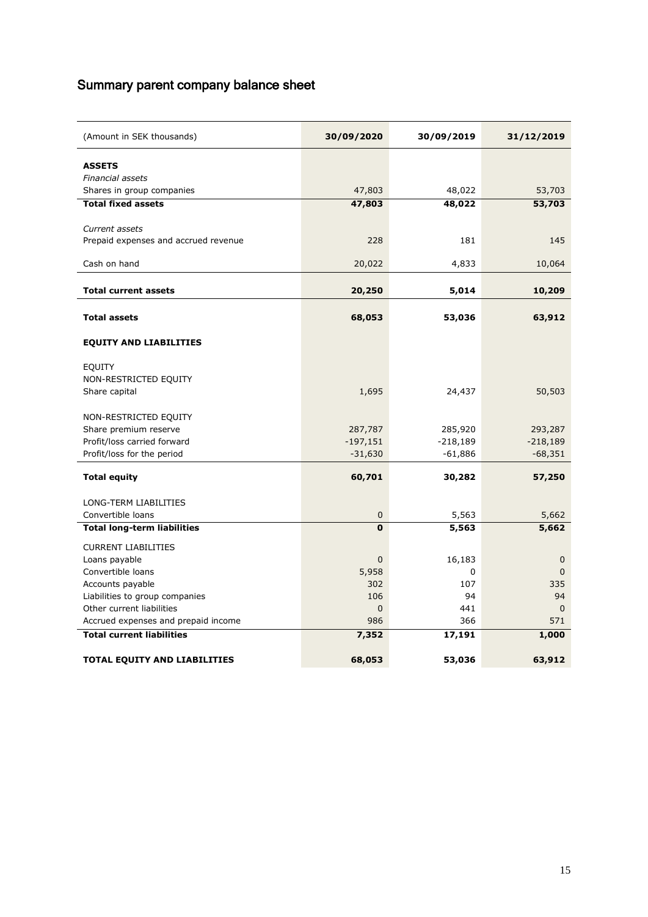# Summary parent company balance sheet

| (Amount in SEK thousands) | 30/09/2020 | 30/09/2019 | 31/12/2019 |
|---|---|---|---|
| **ASSETS** | | | |
| *Financial assets* | | | |
| Shares in group companies | 47,803 | 48,022 | 53,703 |
| **Total fixed assets** | **47,803** | **48,022** | **53,703** |
| *Current assets* | | | |
| Prepaid expenses and accrued revenue | 228 | 181 | 145 |
| Cash on hand | 20,022 | 4,833 | 10,064 |
| **Total current assets** | **20,250** | **5,014** | **10,209** |
| **Total assets** | **68,053** | **53,036** | **63,912** |
| **EQUITY AND LIABILITIES** | | | |
| EQUITY | | | |
| NON-RESTRICTED EQUITY | | | |
| Share capital | 1,695 | 24,437 | 50,503 |
| NON-RESTRICTED EQUITY | | | |
| Share premium reserve | 287,787 | 285,920 | 293,287 |
| Profit/loss carried forward | -197,151 | -218,189 | -218,189 |
| Profit/loss for the period | -31,630 | -61,886 | -68,351 |
| **Total equity** | **60,701** | **30,282** | **57,250** |
| LONG-TERM LIABILITIES | | | |
| Convertible loans | 0 | 5,563 | 5,662 |
| **Total long-term liabilities** | **0** | **5,563** | **5,662** |
| CURRENT LIABILITIES | | | |
| Loans payable | 0 | 16,183 | 0 |
| Convertible loans | 5,958 | 0 | 0 |
| Accounts payable | 302 | 107 | 335 |
| Liabilities to group companies | 106 | 94 | 94 |
| Other current liabilities | 0 | 441 | 0 |
| Accrued expenses and prepaid income | 986 | 366 | 571 |
| **Total current liabilities** | **7,352** | **17,191** | **1,000** |
| **TOTAL EQUITY AND LIABILITIES** | **68,053** | **53,036** | **63,912** |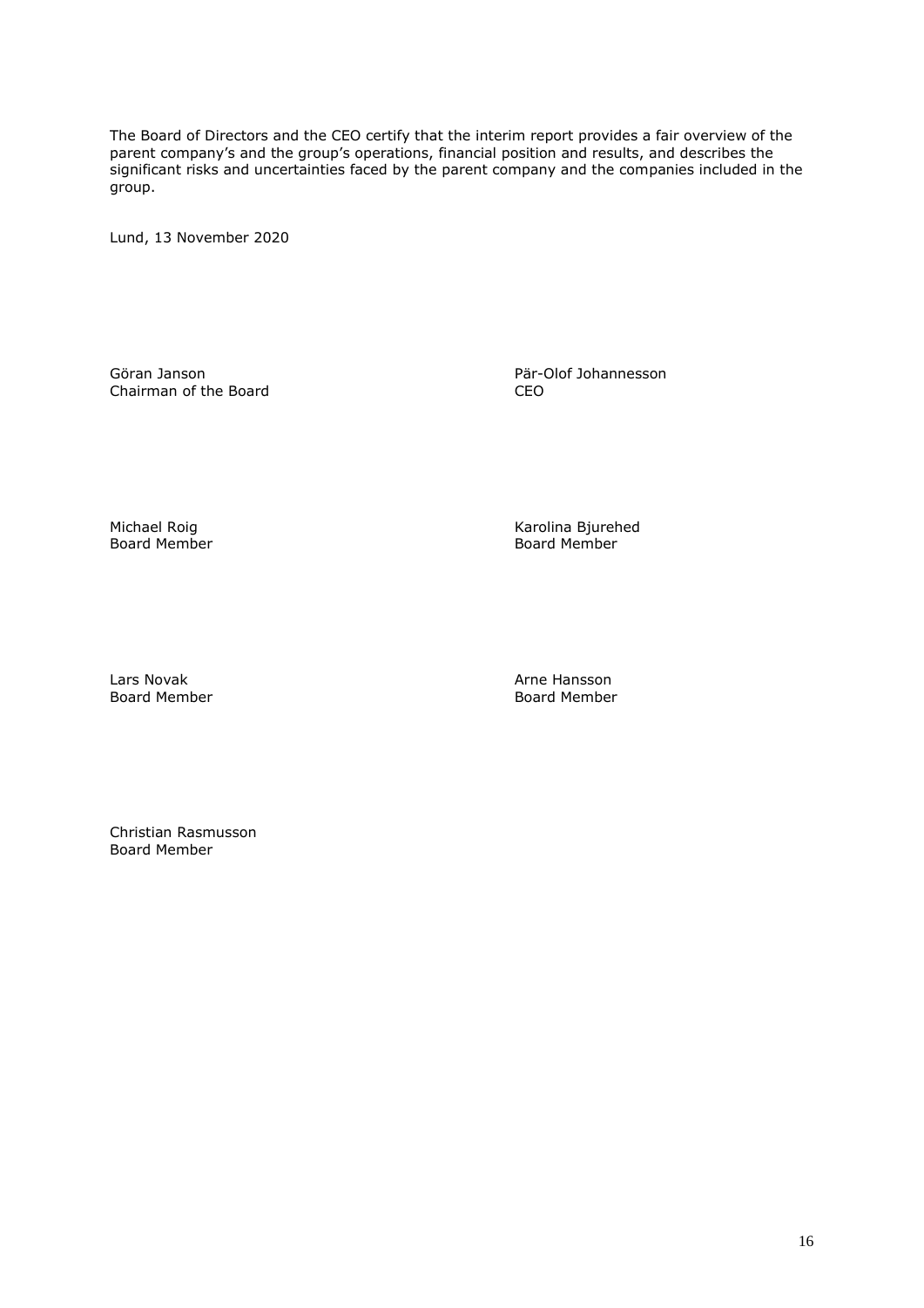The Board of Directors and the CEO certify that the interim report provides a fair overview of the parent company's and the group's operations, financial position and results, and describes the significant risks and uncertainties faced by the parent company and the companies included in the group.

Lund, 13 November 2020

Göran Janson
Chairman of the Board

Pär-Olof Johannesson
CEO

Michael Roig
Board Member

Karolina Bjurehed
Board Member

Lars Novak
Board Member

Arne Hansson
Board Member

Christian Rasmusson
Board Member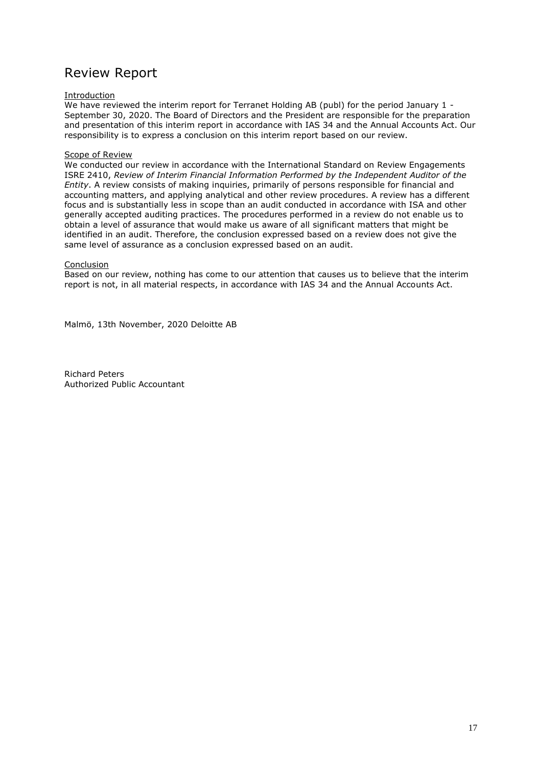# Review Report

Introduction

We have reviewed the interim report for Terranet Holding AB (publ) for the period January 1 - September 30, 2020. The Board of Directors and the President are responsible for the preparation and presentation of this interim report in accordance with IAS 34 and the Annual Accounts Act. Our responsibility is to express a conclusion on this interim report based on our review.

Scope of Review

We conducted our review in accordance with the International Standard on Review Engagements ISRE 2410, *Review of Interim Financial Information Performed by the Independent Auditor of the Entity*. A review consists of making inquiries, primarily of persons responsible for financial and accounting matters, and applying analytical and other review procedures. A review has a different focus and is substantially less in scope than an audit conducted in accordance with ISA and other generally accepted auditing practices. The procedures performed in a review do not enable us to obtain a level of assurance that would make us aware of all significant matters that might be identified in an audit. Therefore, the conclusion expressed based on a review does not give the same level of assurance as a conclusion expressed based on an audit.

Conclusion

Based on our review, nothing has come to our attention that causes us to believe that the interim report is not, in all material respects, in accordance with IAS 34 and the Annual Accounts Act.

Malmö, 13th November, 2020 Deloitte AB

Richard Peters
Authorized Public Accountant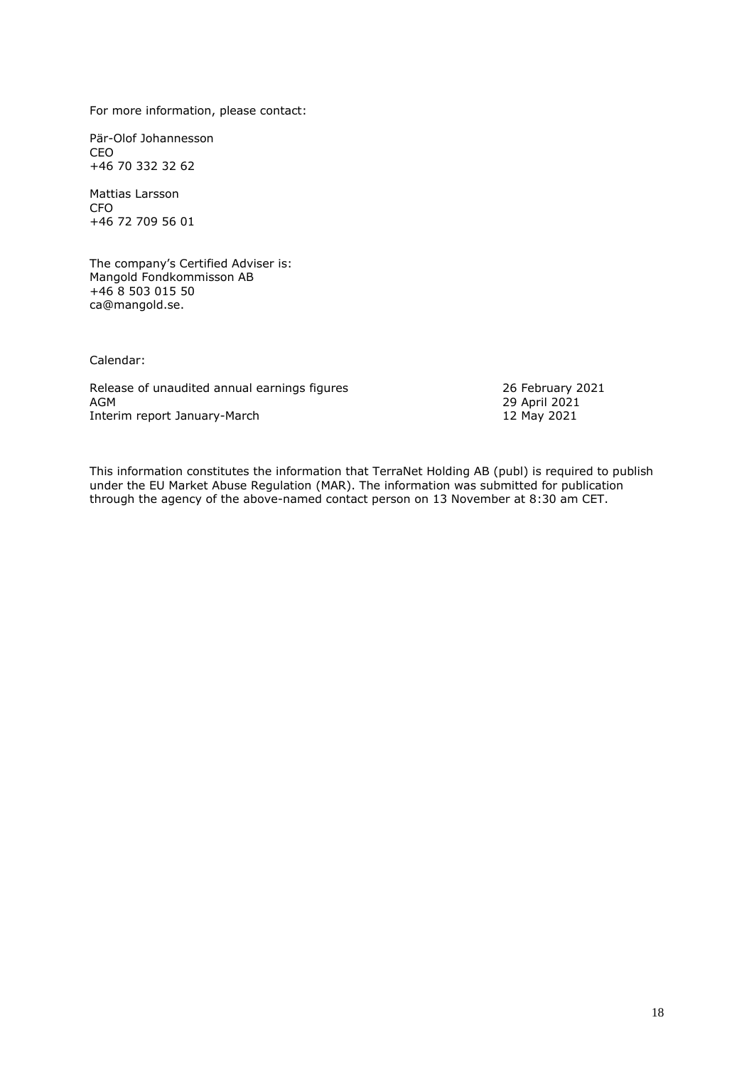For more information, please contact:

Pär-Olof Johannesson
CEO
+46 70 332 32 62

Mattias Larsson
CFO
+46 72 709 56 01

The company's Certified Adviser is:
Mangold Fondkommisson AB
+46 8 503 015 50
ca@mangold.se.

Calendar:

| | |
|---|---|
| Release of unaudited annual earnings figures | 26 February 2021 |
| AGM | 29 April 2021 |
| Interim report January-March | 12 May 2021 |

This information constitutes the information that TerraNet Holding AB (publ) is required to publish under the EU Market Abuse Regulation (MAR). The information was submitted for publication through the agency of the above-named contact person on 13 November at 8:30 am CET.